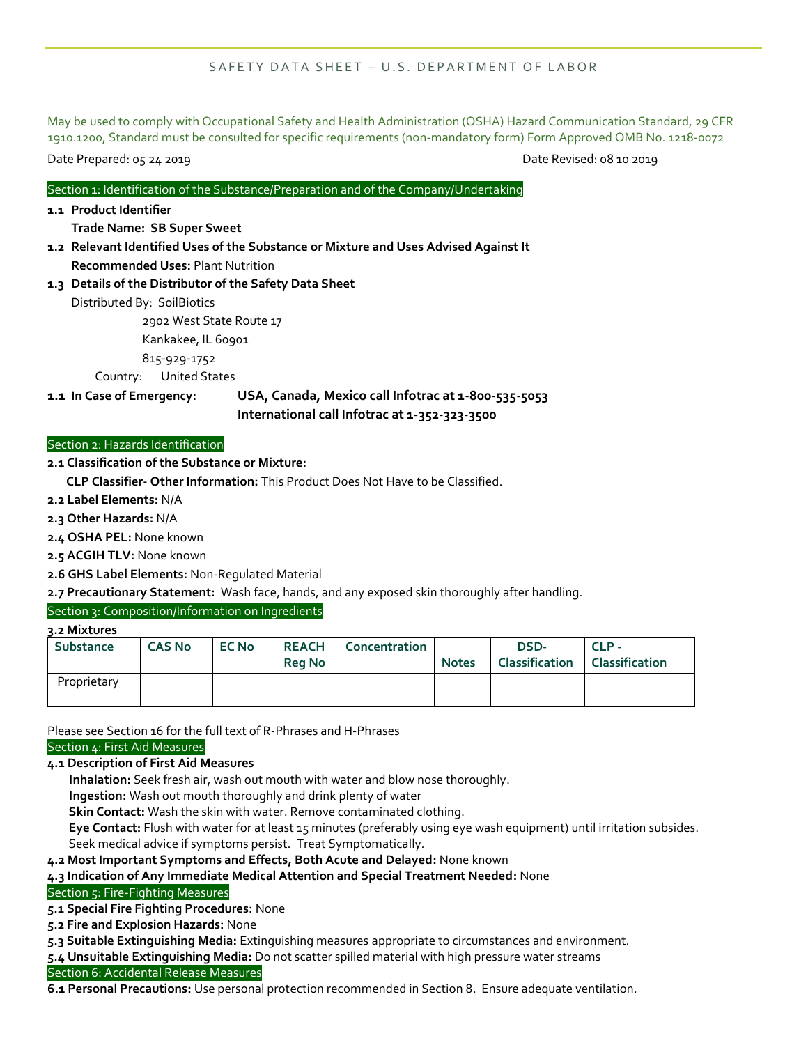SAFETY DATA SHEET – U.S. DEPARTMENT OF LABOR

May be used to comply with Occupational Safety and Health Administration (OSHA) Hazard Communication Standard, 29 CFR 1910.1200, Standard must be consulted for specific requirements (non-mandatory form) Form Approved OMB No. 1218-0072

Date Prepared: 05 24 2019 Date Revised: 08 10 2019

## Section 1: Identification of the Substance/Preparation and of the Company/Undertaking

**1.1 Product Identifier**

**Trade Name: SB Super Sweet**

**1.2 Relevant Identified Uses of the Substance or Mixture and Uses Advised Against It**

**Recommended Uses:** Plant Nutrition

**1.3 Details of the Distributor of the Safety Data Sheet**

Distributed By: SoilBiotics

2902 West State Route 17

Kankakee, IL 60901

815-929-1752

Country: United States

**1.1 In Case of Emergency:** **USA, Canada, Mexico call Infotrac at 1-800-535-5053**

**International call Infotrac at 1-352-323-3500**

## Section 2: Hazards Identification

**2.1 Classification of the Substance or Mixture:**

**CLP Classifier- Other Information:** This Product Does Not Have to be Classified.

**2.2 Label Elements:** N/A

**2.3 Other Hazards:** N/A

**2.4 OSHA PEL:** None known

**2.5 ACGIH TLV:** None known

**2.6 GHS Label Elements:** Non-Regulated Material

**2.7 Precautionary Statement:** Wash face, hands, and any exposed skin thoroughly after handling.

## Section 3: Composition/Information on Ingredients

**3.2 Mixtures**

| Substance | CAS No | EC No | REACH Reg No | Concentration | Notes | DSD-Classification | CLP - Classification | |
|---|---|---|---|---|---|---|---|---|
| Proprietary | | | | | | | | |

Please see Section 16 for the full text of R-Phrases and H-Phrases

## Section 4: First Aid Measures

**4.1 Description of First Aid Measures**

**Inhalation:** Seek fresh air, wash out mouth with water and blow nose thoroughly.

**Ingestion:** Wash out mouth thoroughly and drink plenty of water

**Skin Contact:** Wash the skin with water. Remove contaminated clothing.

**Eye Contact:** Flush with water for at least 15 minutes (preferably using eye wash equipment) until irritation subsides. Seek medical advice if symptoms persist. Treat Symptomatically.

**4.2 Most Important Symptoms and Effects, Both Acute and Delayed:** None known

**4.3 Indication of Any Immediate Medical Attention and Special Treatment Needed:** None

## Section 5: Fire-Fighting Measures

**5.1 Special Fire Fighting Procedures:** None

**5.2 Fire and Explosion Hazards:** None

**5.3 Suitable Extinguishing Media:** Extinguishing measures appropriate to circumstances and environment.

**5.4 Unsuitable Extinguishing Media:** Do not scatter spilled material with high pressure water streams

## Section 6: Accidental Release Measures

**6.1 Personal Precautions:** Use personal protection recommended in Section 8. Ensure adequate ventilation.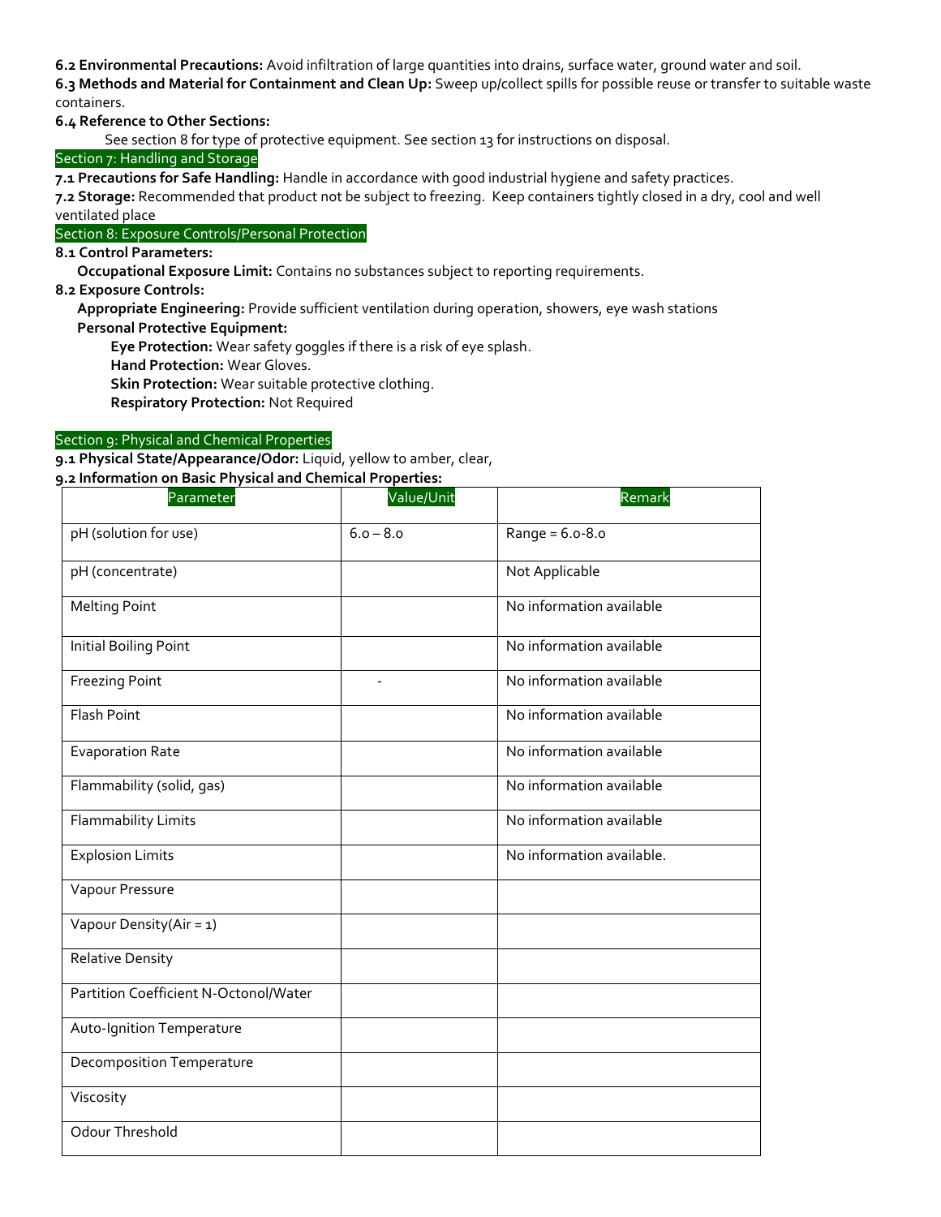**6.2 Environmental Precautions:** Avoid infiltration of large quantities into drains, surface water, ground water and soil.

**6.3 Methods and Material for Containment and Clean Up:** Sweep up/collect spills for possible reuse or transfer to suitable waste containers.

**6.4 Reference to Other Sections:**

See section 8 for type of protective equipment. See section 13 for instructions on disposal.

## Section 7: Handling and Storage

**7.1 Precautions for Safe Handling:** Handle in accordance with good industrial hygiene and safety practices.

**7.2 Storage:** Recommended that product not be subject to freezing. Keep containers tightly closed in a dry, cool and well ventilated place

## Section 8: Exposure Controls/Personal Protection

**8.1 Control Parameters:**

**Occupational Exposure Limit:** Contains no substances subject to reporting requirements.

**8.2 Exposure Controls:**

**Appropriate Engineering:** Provide sufficient ventilation during operation, showers, eye wash stations

**Personal Protective Equipment:**

- **Eye Protection:** Wear safety goggles if there is a risk of eye splash.
- **Hand Protection:** Wear Gloves.
- **Skin Protection:** Wear suitable protective clothing.
- **Respiratory Protection:** Not Required

## Section 9: Physical and Chemical Properties

**9.1 Physical State/Appearance/Odor:** Liquid, yellow to amber, clear,

**9.2 Information on Basic Physical and Chemical Properties:**

| Parameter | Value/Unit | Remark |
|---|---|---|
| pH (solution for use) | 6.0 – 8.0 | Range = 6.0-8.0 |
| pH (concentrate) | | Not Applicable |
| Melting Point | | No information available |
| Initial Boiling Point | | No information available |
| Freezing Point | - | No information available |
| Flash Point | | No information available |
| Evaporation Rate | | No information available |
| Flammability (solid, gas) | | No information available |
| Flammability Limits | | No information available |
| Explosion Limits | | No information available. |
| Vapour Pressure | | |
| Vapour Density(Air = 1) | | |
| Relative Density | | |
| Partition Coefficient N-Octonol/Water | | |
| Auto-Ignition Temperature | | |
| Decomposition Temperature | | |
| Viscosity | | |
| Odour Threshold | | |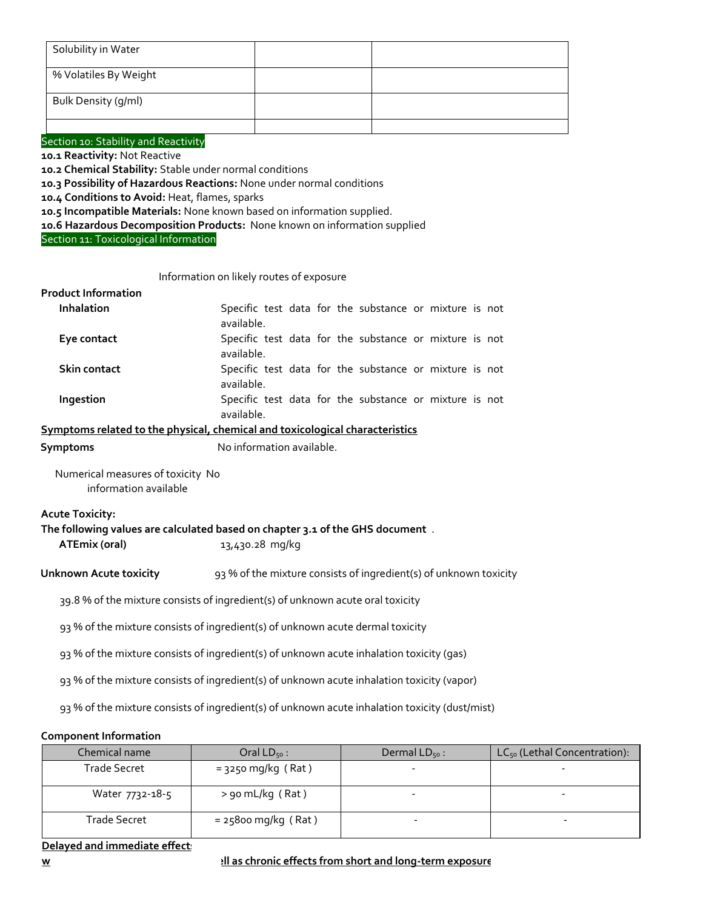| Solubility in Water | | |
| --- | --- | --- |
| % Volatiles By Weight | | |
| Bulk Density (g/ml) | | |
| | | |

## Section 10: Stability and Reactivity

**10.1 Reactivity:** Not Reactive
**10.2 Chemical Stability:** Stable under normal conditions
**10.3 Possibility of Hazardous Reactions:** None under normal conditions
**10.4 Conditions to Avoid:** Heat, flames, sparks
**10.5 Incompatible Materials:** None known based on information supplied.
**10.6 Hazardous Decomposition Products:** None known on information supplied

## Section 11: Toxicological Information

Information on likely routes of exposure

**Product Information**

**Inhalation** Specific test data for the substance or mixture is not available.

**Eye contact** Specific test data for the substance or mixture is not available.

**Skin contact** Specific test data for the substance or mixture is not available.

**Ingestion** Specific test data for the substance or mixture is not available.

**Symptoms related to the physical, chemical and toxicological characteristics**

**Symptoms** No information available.

Numerical measures of toxicity No information available

**Acute Toxicity:**
**The following values are calculated based on chapter 3.1 of the GHS document** .

**ATEmix (oral)** 13,430.28 mg/kg

**Unknown Acute toxicity** 93 % of the mixture consists of ingredient(s) of unknown toxicity

39.8 % of the mixture consists of ingredient(s) of unknown acute oral toxicity

93 % of the mixture consists of ingredient(s) of unknown acute dermal toxicity

93 % of the mixture consists of ingredient(s) of unknown acute inhalation toxicity (gas)

93 % of the mixture consists of ingredient(s) of unknown acute inhalation toxicity (vapor)

93 % of the mixture consists of ingredient(s) of unknown acute inhalation toxicity (dust/mist)

**Component Information**

| Chemical name | Oral $LD_{50}$ : | Dermal $LD_{50}$ : | $LC_{50}$ (Lethal Concentration): |
| --- | --- | --- | --- |
| Trade Secret | = 3250 mg/kg ( Rat ) | - | - |
| Water 7732-18-5 | > 90 mL/kg ( Rat ) | - | - |
| Trade Secret | = 25800 mg/kg ( Rat ) | - | - |

**Delayed and immediate effects**

**w ... ell as chronic effects from short and long-term exposure**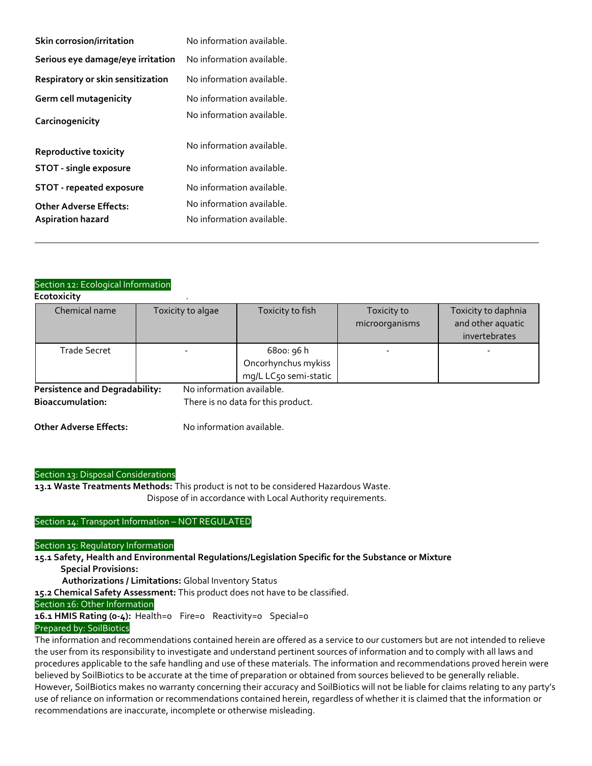**Skin corrosion/irritation** No information available.

**Serious eye damage/eye irritation** No information available.

**Respiratory or skin sensitization** No information available.

**Germ cell mutagenicity** No information available.

**Carcinogenicity** No information available.

**Reproductive toxicity** No information available.

**STOT - single exposure** No information available.

**STOT - repeated exposure** No information available.

**Other Adverse Effects:** No information available.

**Aspiration hazard** No information available.

---

## Section 12: Ecological Information

**Ecotoxicity** .

| Chemical name | Toxicity to algae | Toxicity to fish | Toxicity to microorganisms | Toxicity to daphnia and other aquatic invertebrates |
|---|---|---|---|---|
| Trade Secret | - | 6800: 96 h Oncorhynchus mykiss mg/L LC50 semi-static | - | - |

**Persistence and Degradability:** No information available.

**Bioaccumulation:** There is no data for this product.

**Other Adverse Effects:** No information available.

## Section 13: Disposal Considerations

**13.1 Waste Treatments Methods:** This product is not to be considered Hazardous Waste.
Dispose of in accordance with Local Authority requirements.

## Section 14: Transport Information – NOT REGULATED

## Section 15: Regulatory Information

**15.1 Safety, Health and Environmental Regulations/Legislation Specific for the Substance or Mixture**

**Special Provisions:**

**Authorizations / Limitations:** Global Inventory Status

**15.2 Chemical Safety Assessment:** This product does not have to be classified.

## Section 16: Other Information

**16.1 HMIS Rating (0-4):** Health=0 Fire=0 Reactivity=0 Special=0

Prepared by: SoilBiotics

The information and recommendations contained herein are offered as a service to our customers but are not intended to relieve the user from its responsibility to investigate and understand pertinent sources of information and to comply with all laws and procedures applicable to the safe handling and use of these materials. The information and recommendations proved herein were believed by SoilBiotics to be accurate at the time of preparation or obtained from sources believed to be generally reliable. However, SoilBiotics makes no warranty concerning their accuracy and SoilBiotics will not be liable for claims relating to any party's use of reliance on information or recommendations contained herein, regardless of whether it is claimed that the information or recommendations are inaccurate, incomplete or otherwise misleading.